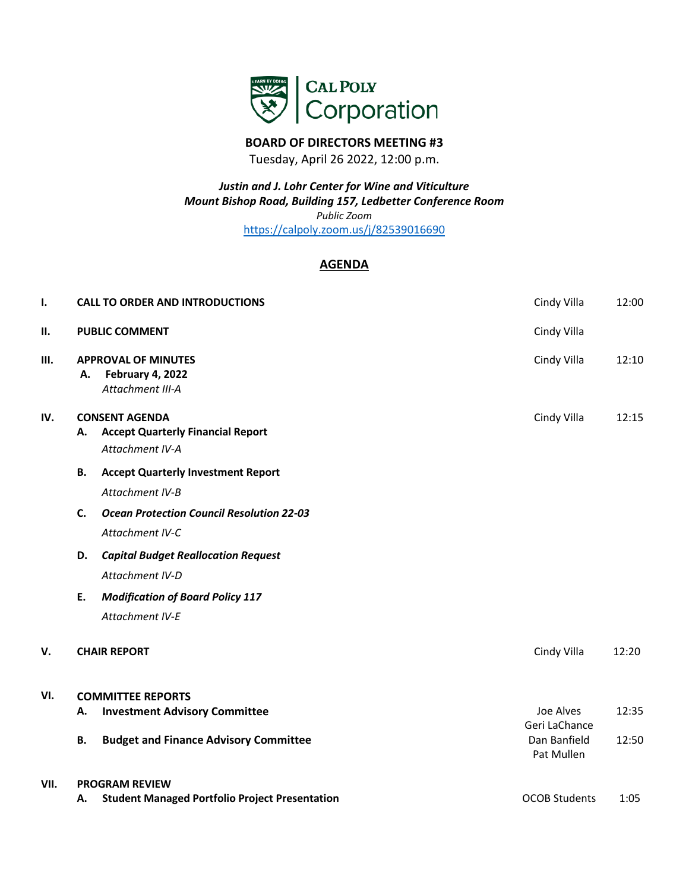**CAL POLY Corporation**

## BOARD OF DIRECTORS MEETING #3

Tuesday, April 26 2022, 12:00 p.m.

***Justin and J. Lohr Center for Wine and Viticulture***
***Mount Bishop Road, Building 157, Ledbetter Conference Room***
*Public Zoom*
https://calpoly.zoom.us/j/82539016690

## AGENDA

| | | | |
|---|---|---|---|
| **I.** | **CALL TO ORDER AND INTRODUCTIONS** | Cindy Villa | 12:00 |
| **II.** | **PUBLIC COMMENT** | Cindy Villa | |
| **III.** | **APPROVAL OF MINUTES** | Cindy Villa | 12:10 |
| | **A. February 4, 2022**<br>*Attachment III-A* | | |
| **IV.** | **CONSENT AGENDA** | Cindy Villa | 12:15 |
| | **A. Accept Quarterly Financial Report**<br>*Attachment IV-A* | | |
| | **B. Accept Quarterly Investment Report**<br>*Attachment IV-B* | | |
| | ***C. Ocean Protection Council Resolution 22-03***<br>*Attachment IV-C* | | |
| | ***D. Capital Budget Reallocation Request***<br>*Attachment IV-D* | | |
| | ***E. Modification of Board Policy 117***<br>*Attachment IV-E* | | |
| **V.** | **CHAIR REPORT** | Cindy Villa | 12:20 |
| **VI.** | **COMMITTEE REPORTS** | | |
| | **A. Investment Advisory Committee** | Joe Alves<br>Geri LaChance | 12:35 |
| | **B. Budget and Finance Advisory Committee** | Dan Banfield<br>Pat Mullen | 12:50 |
| **VII.** | **PROGRAM REVIEW** | | |
| | **A. Student Managed Portfolio Project Presentation** | OCOB Students | 1:05 |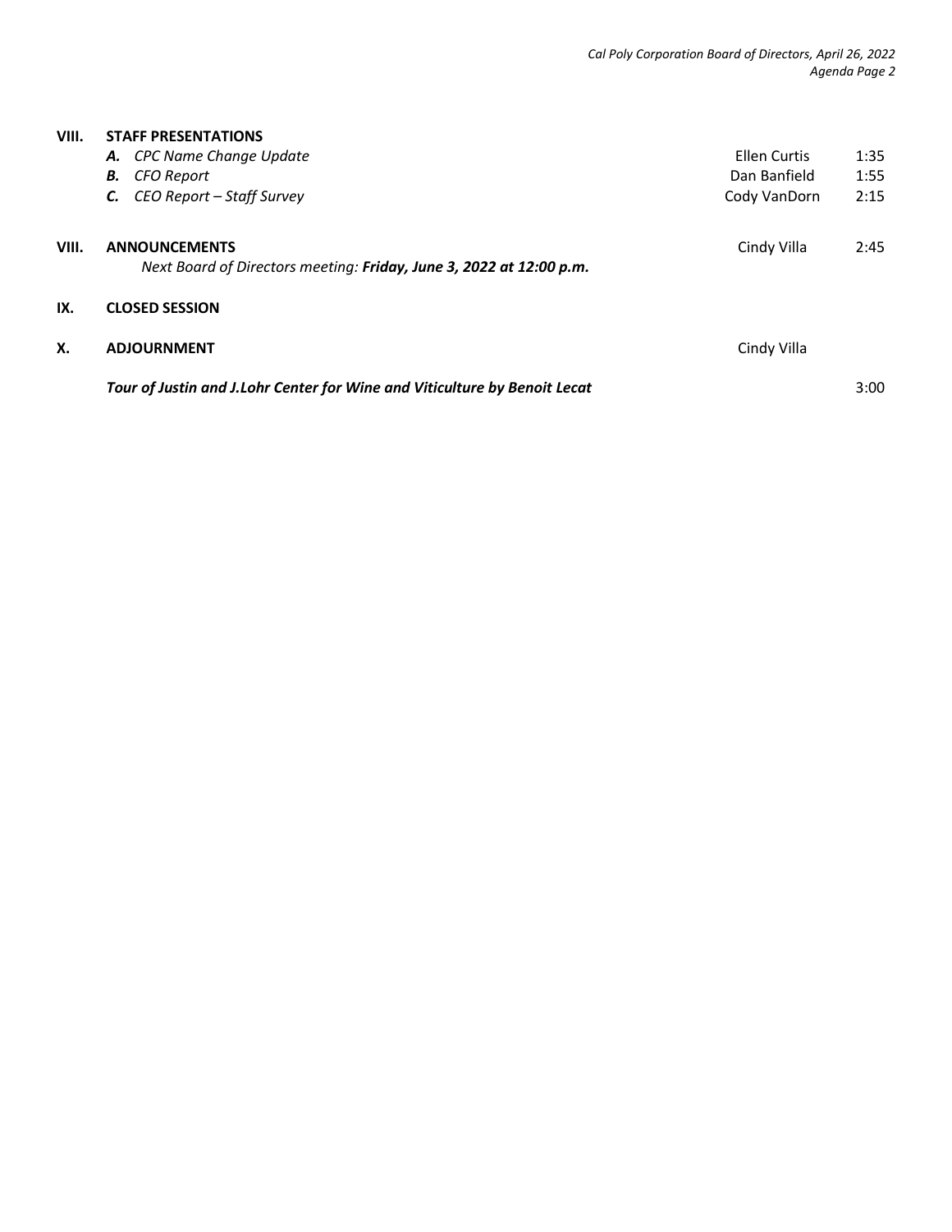| | | | |
|---|---|---|---|
| **VIII.** | **STAFF PRESENTATIONS** | | |
| | ***A.*** *CPC Name Change Update* | Ellen Curtis | 1:35 |
| | ***B.*** *CFO Report* | Dan Banfield | 1:55 |
| | ***C.*** *CEO Report – Staff Survey* | Cody VanDorn | 2:15 |
| **VIII.** | **ANNOUNCEMENTS** | Cindy Villa | 2:45 |
| | *Next Board of Directors meeting:* ***Friday, June 3, 2022 at 12:00 p.m.*** | | |
| **IX.** | **CLOSED SESSION** | | |
| **X.** | **ADJOURNMENT** | Cindy Villa | |
| | ***Tour of Justin and J.Lohr Center for Wine and Viticulture by Benoit Lecat*** | | 3:00 |